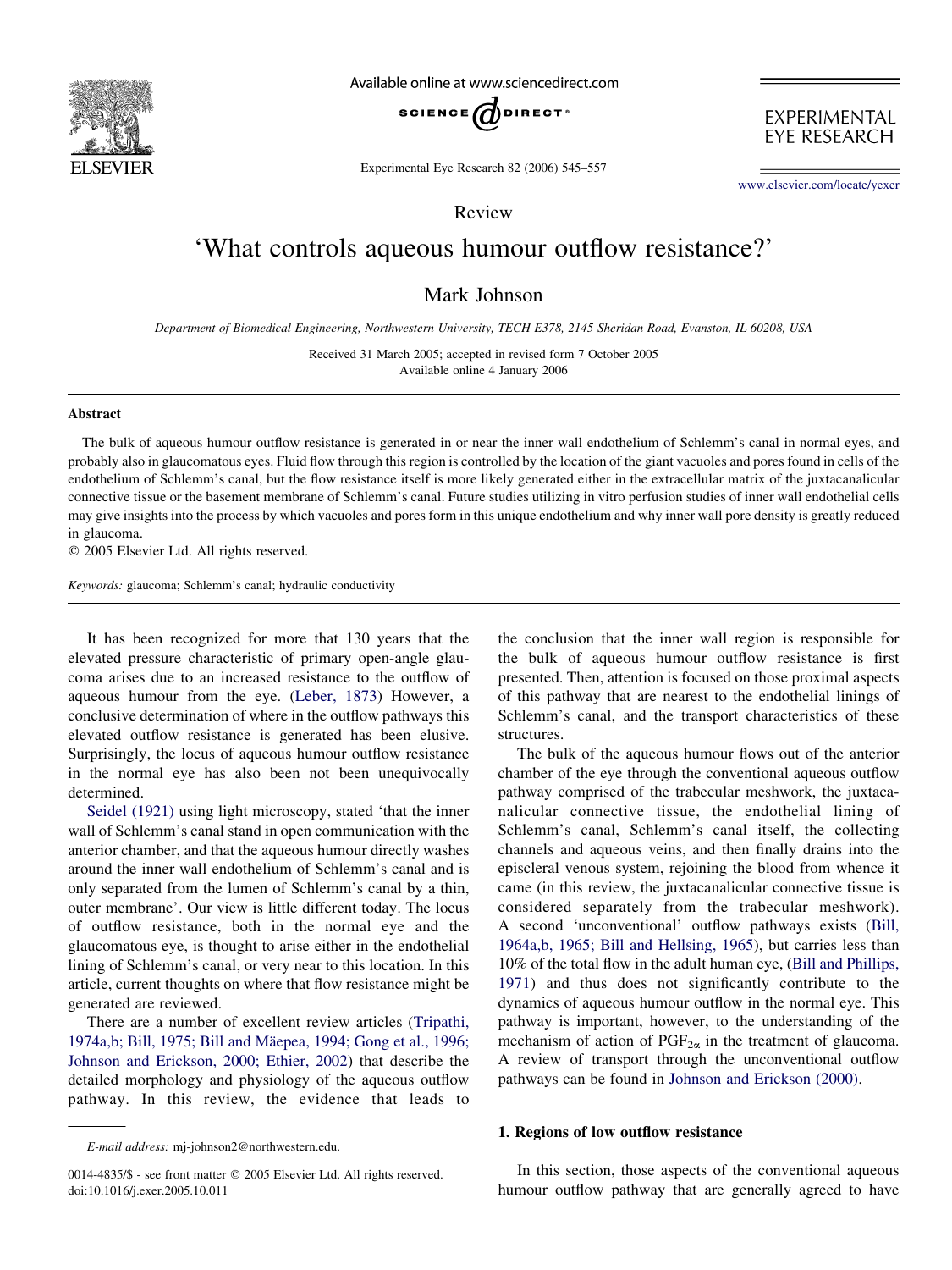Review

# ‘What controls aqueous humour outflow resistance?’

Mark Johnson

*Department of Biomedical Engineering, Northwestern University, TECH E378, 2145 Sheridan Road, Evanston, IL 60208, USA*

Received 31 March 2005; accepted in revised form 7 October 2005
Available online 4 January 2006

## Abstract

The bulk of aqueous humour outflow resistance is generated in or near the inner wall endothelium of Schlemm’s canal in normal eyes, and probably also in glaucomatous eyes. Fluid flow through this region is controlled by the location of the giant vacuoles and pores found in cells of the endothelium of Schlemm’s canal, but the flow resistance itself is more likely generated either in the extracellular matrix of the juxtacanalicular connective tissue or the basement membrane of Schlemm’s canal. Future studies utilizing in vitro perfusion studies of inner wall endothelial cells may give insights into the process by which vacuoles and pores form in this unique endothelium and why inner wall pore density is greatly reduced in glaucoma.

© 2005 Elsevier Ltd. All rights reserved.

*Keywords:* glaucoma; Schlemm’s canal; hydraulic conductivity

It has been recognized for more that 130 years that the elevated pressure characteristic of primary open-angle glaucoma arises due to an increased resistance to the outflow of aqueous humour from the eye. (Leber, 1873) However, a conclusive determination of where in the outflow pathways this elevated outflow resistance is generated has been elusive. Surprisingly, the locus of aqueous humour outflow resistance in the normal eye has also been not been unequivocally determined.

Seidel (1921) using light microscopy, stated ‘that the inner wall of Schlemm’s canal stand in open communication with the anterior chamber, and that the aqueous humour directly washes around the inner wall endothelium of Schlemm’s canal and is only separated from the lumen of Schlemm’s canal by a thin, outer membrane’. Our view is little different today. The locus of outflow resistance, both in the normal eye and the glaucomatous eye, is thought to arise either in the endothelial lining of Schlemm’s canal, or very near to this location. In this article, current thoughts on where that flow resistance might be generated are reviewed.

There are a number of excellent review articles (Tripathi, 1974a,b; Bill, 1975; Bill and Mäepea, 1994; Gong et al., 1996; Johnson and Erickson, 2000; Ethier, 2002) that describe the detailed morphology and physiology of the aqueous outflow pathway. In this review, the evidence that leads to the conclusion that the inner wall region is responsible for the bulk of aqueous humour outflow resistance is first presented. Then, attention is focused on those proximal aspects of this pathway that are nearest to the endothelial linings of Schlemm’s canal, and the transport characteristics of these structures.

The bulk of the aqueous humour flows out of the anterior chamber of the eye through the conventional aqueous outflow pathway comprised of the trabecular meshwork, the juxtacanalicular connective tissue, the endothelial lining of Schlemm’s canal, Schlemm’s canal itself, the collecting channels and aqueous veins, and then finally drains into the episcleral venous system, rejoining the blood from whence it came (in this review, the juxtacanalicular connective tissue is considered separately from the trabecular meshwork). A second ‘unconventional’ outflow pathways exists (Bill, 1964a,b, 1965; Bill and Hellsing, 1965), but carries less than 10% of the total flow in the adult human eye, (Bill and Phillips, 1971) and thus does not significantly contribute to the dynamics of aqueous humour outflow in the normal eye. This pathway is important, however, to the understanding of the mechanism of action of $PGF_{2\alpha}$ in the treatment of glaucoma. A review of transport through the unconventional outflow pathways can be found in Johnson and Erickson (2000).

## 1. Regions of low outflow resistance

In this section, those aspects of the conventional aqueous humour outflow pathway that are generally agreed to have

*E-mail address:* mj-johnson2@northwestern.edu.

0014-4835/$ - see front matter © 2005 Elsevier Ltd. All rights reserved.
doi:10.1016/j.exer.2005.10.011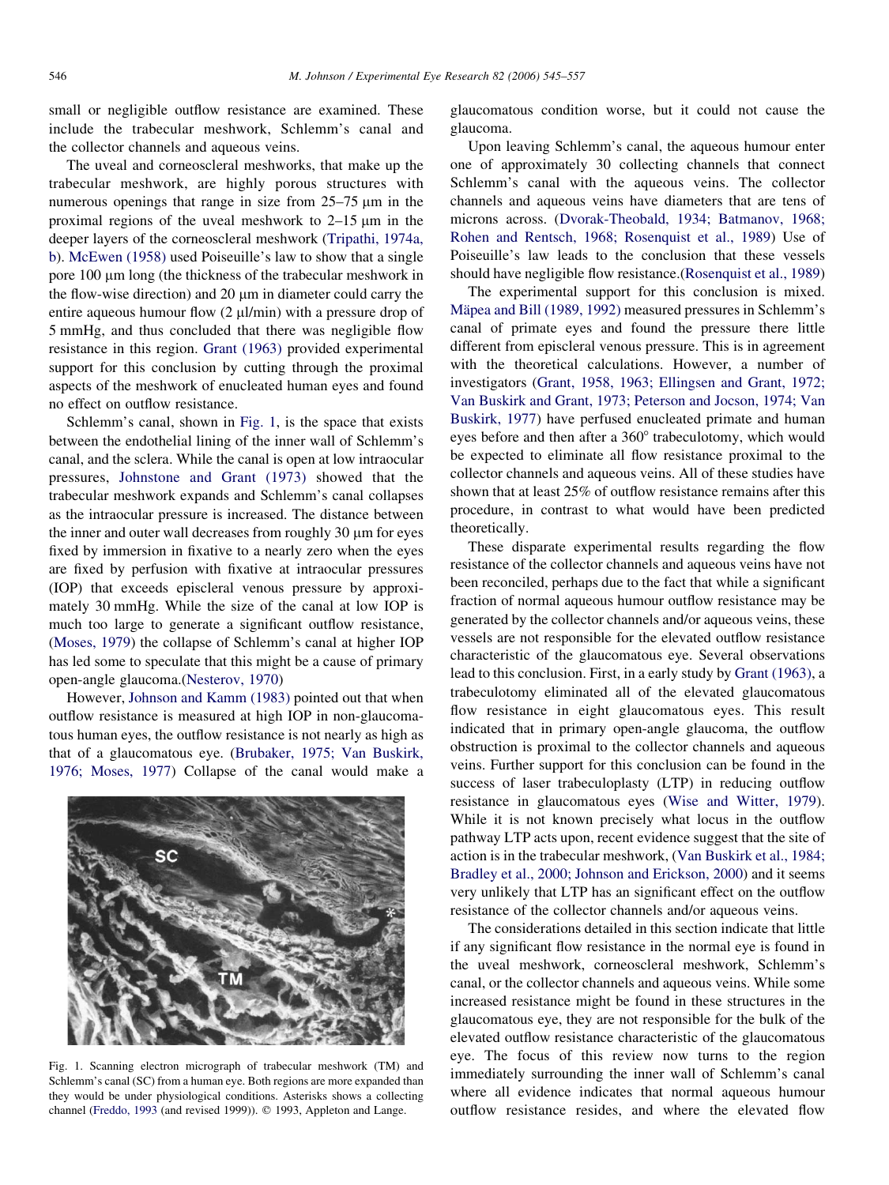small or negligible outflow resistance are examined. These include the trabecular meshwork, Schlemm's canal and the collector channels and aqueous veins.

The uveal and corneoscleral meshworks, that make up the trabecular meshwork, are highly porous structures with numerous openings that range in size from 25–75 μm in the proximal regions of the uveal meshwork to 2–15 μm in the deeper layers of the corneoscleral meshwork (Tripathi, 1974a, b). McEwen (1958) used Poiseuille's law to show that a single pore 100 μm long (the thickness of the trabecular meshwork in the flow-wise direction) and 20 μm in diameter could carry the entire aqueous humour flow (2 μl/min) with a pressure drop of 5 mmHg, and thus concluded that there was negligible flow resistance in this region. Grant (1963) provided experimental support for this conclusion by cutting through the proximal aspects of the meshwork of enucleated human eyes and found no effect on outflow resistance.

Schlemm's canal, shown in Fig. 1, is the space that exists between the endothelial lining of the inner wall of Schlemm's canal, and the sclera. While the canal is open at low intraocular pressures, Johnstone and Grant (1973) showed that the trabecular meshwork expands and Schlemm's canal collapses as the intraocular pressure is increased. The distance between the inner and outer wall decreases from roughly 30 μm for eyes fixed by immersion in fixative to a nearly zero when the eyes are fixed by perfusion with fixative at intraocular pressures (IOP) that exceeds episcleral venous pressure by approximately 30 mmHg. While the size of the canal at low IOP is much too large to generate a significant outflow resistance, (Moses, 1979) the collapse of Schlemm's canal at higher IOP has led some to speculate that this might be a cause of primary open-angle glaucoma.(Nesterov, 1970)

However, Johnson and Kamm (1983) pointed out that when outflow resistance is measured at high IOP in non-glaucomatous human eyes, the outflow resistance is not nearly as high as that of a glaucomatous eye. (Brubaker, 1975; Van Buskirk, 1976; Moses, 1977) Collapse of the canal would make a glaucomatous condition worse, but it could not cause the glaucoma.

Fig. 1. Scanning electron micrograph of trabecular meshwork (TM) and Schlemm's canal (SC) from a human eye. Both regions are more expanded than they would be under physiological conditions. Asterisks shows a collecting channel (Freddo, 1993 (and revised 1999)). © 1993, Appleton and Lange.

Upon leaving Schlemm's canal, the aqueous humour enter one of approximately 30 collecting channels that connect Schlemm's canal with the aqueous veins. The collector channels and aqueous veins have diameters that are tens of microns across. (Dvorak-Theobald, 1934; Batmanov, 1968; Rohen and Rentsch, 1968; Rosenquist et al., 1989) Use of Poiseuille's law leads to the conclusion that these vessels should have negligible flow resistance.(Rosenquist et al., 1989)

The experimental support for this conclusion is mixed. Mäpea and Bill (1989, 1992) measured pressures in Schlemm's canal of primate eyes and found the pressure there little different from episcleral venous pressure. This is in agreement with the theoretical calculations. However, a number of investigators (Grant, 1958, 1963; Ellingsen and Grant, 1972; Van Buskirk and Grant, 1973; Peterson and Jocson, 1974; Van Buskirk, 1977) have perfused enucleated primate and human eyes before and then after a 360° trabeculotomy, which would be expected to eliminate all flow resistance proximal to the collector channels and aqueous veins. All of these studies have shown that at least 25% of outflow resistance remains after this procedure, in contrast to what would have been predicted theoretically.

These disparate experimental results regarding the flow resistance of the collector channels and aqueous veins have not been reconciled, perhaps due to the fact that while a significant fraction of normal aqueous humour outflow resistance may be generated by the collector channels and/or aqueous veins, these vessels are not responsible for the elevated outflow resistance characteristic of the glaucomatous eye. Several observations lead to this conclusion. First, in a early study by Grant (1963), a trabeculotomy eliminated all of the elevated glaucomatous flow resistance in eight glaucomatous eyes. This result indicated that in primary open-angle glaucoma, the outflow obstruction is proximal to the collector channels and aqueous veins. Further support for this conclusion can be found in the success of laser trabeculoplasty (LTP) in reducing outflow resistance in glaucomatous eyes (Wise and Witter, 1979). While it is not known precisely what locus in the outflow pathway LTP acts upon, recent evidence suggest that the site of action is in the trabecular meshwork, (Van Buskirk et al., 1984; Bradley et al., 2000; Johnson and Erickson, 2000) and it seems very unlikely that LTP has an significant effect on the outflow resistance of the collector channels and/or aqueous veins.

The considerations detailed in this section indicate that little if any significant flow resistance in the normal eye is found in the uveal meshwork, corneoscleral meshwork, Schlemm's canal, or the collector channels and aqueous veins. While some increased resistance might be found in these structures in the glaucomatous eye, they are not responsible for the bulk of the elevated outflow resistance characteristic of the glaucomatous eye. The focus of this review now turns to the region immediately surrounding the inner wall of Schlemm's canal where all evidence indicates that normal aqueous humour outflow resistance resides, and where the elevated flow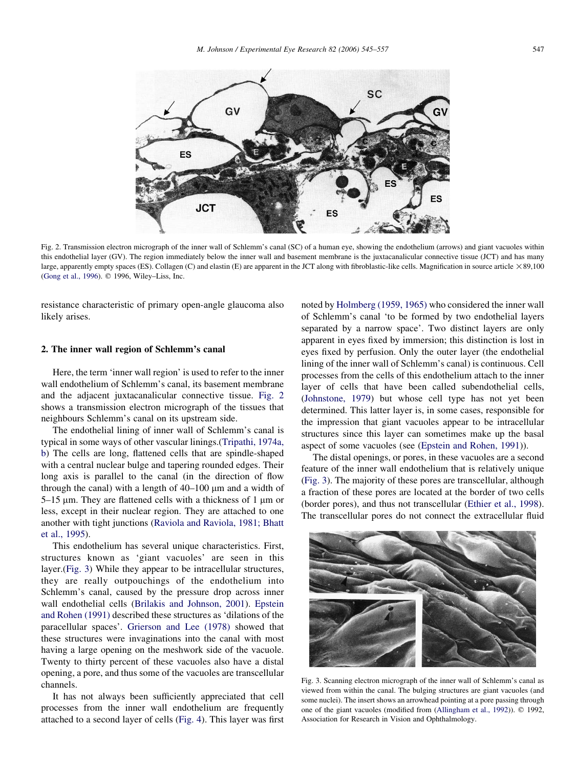Fig. 2. Transmission electron micrograph of the inner wall of Schlemm's canal (SC) of a human eye, showing the endothelium (arrows) and giant vacuoles within this endothelial layer (GV). The region immediately below the inner wall and basement membrane is the juxtacanalicular connective tissue (JCT) and has many large, apparently empty spaces (ES). Collagen (C) and elastin (E) are apparent in the JCT along with fibroblastic-like cells. Magnification in source article ×89,100 (Gong et al., 1996). © 1996, Wiley–Liss, Inc.

resistance characteristic of primary open-angle glaucoma also likely arises.

## 2. The inner wall region of Schlemm's canal

Here, the term 'inner wall region' is used to refer to the inner wall endothelium of Schlemm's canal, its basement membrane and the adjacent juxtacanalicular connective tissue. Fig. 2 shows a transmission electron micrograph of the tissues that neighbours Schlemm's canal on its upstream side.

The endothelial lining of inner wall of Schlemm's canal is typical in some ways of other vascular linings.(Tripathi, 1974a, b) The cells are long, flattened cells that are spindle-shaped with a central nuclear bulge and tapering rounded edges. Their long axis is parallel to the canal (in the direction of flow through the canal) with a length of 40–100 μm and a width of 5–15 μm. They are flattened cells with a thickness of 1 μm or less, except in their nuclear region. They are attached to one another with tight junctions (Raviola and Raviola, 1981; Bhatt et al., 1995).

This endothelium has several unique characteristics. First, structures known as 'giant vacuoles' are seen in this layer.(Fig. 3) While they appear to be intracellular structures, they are really outpouchings of the endothelium into Schlemm's canal, caused by the pressure drop across inner wall endothelial cells (Brilakis and Johnson, 2001). Epstein and Rohen (1991) described these structures as 'dilations of the paracellular spaces'. Grierson and Lee (1978) showed that these structures were invaginations into the canal with most having a large opening on the meshwork side of the vacuole. Twenty to thirty percent of these vacuoles also have a distal opening, a pore, and thus some of the vacuoles are transcellular channels.

It has not always been sufficiently appreciated that cell processes from the inner wall endothelium are frequently attached to a second layer of cells (Fig. 4). This layer was first noted by Holmberg (1959, 1965) who considered the inner wall of Schlemm's canal 'to be formed by two endothelial layers separated by a narrow space'. Two distinct layers are only apparent in eyes fixed by immersion; this distinction is lost in eyes fixed by perfusion. Only the outer layer (the endothelial lining of the inner wall of Schlemm's canal) is continuous. Cell processes from the cells of this endothelium attach to the inner layer of cells that have been called subendothelial cells, (Johnstone, 1979) but whose cell type has not yet been determined. This latter layer is, in some cases, responsible for the impression that giant vacuoles appear to be intracellular structures since this layer can sometimes make up the basal aspect of some vacuoles (see (Epstein and Rohen, 1991)).

The distal openings, or pores, in these vacuoles are a second feature of the inner wall endothelium that is relatively unique (Fig. 3). The majority of these pores are transcellular, although a fraction of these pores are located at the border of two cells (border pores), and thus not transcellular (Ethier et al., 1998). The transcellular pores do not connect the extracellular fluid

Fig. 3. Scanning electron micrograph of the inner wall of Schlemm's canal as viewed from within the canal. The bulging structures are giant vacuoles (and some nuclei). The insert shows an arrowhead pointing at a pore passing through one of the giant vacuoles (modified from (Allingham et al., 1992)). © 1992, Association for Research in Vision and Ophthalmology.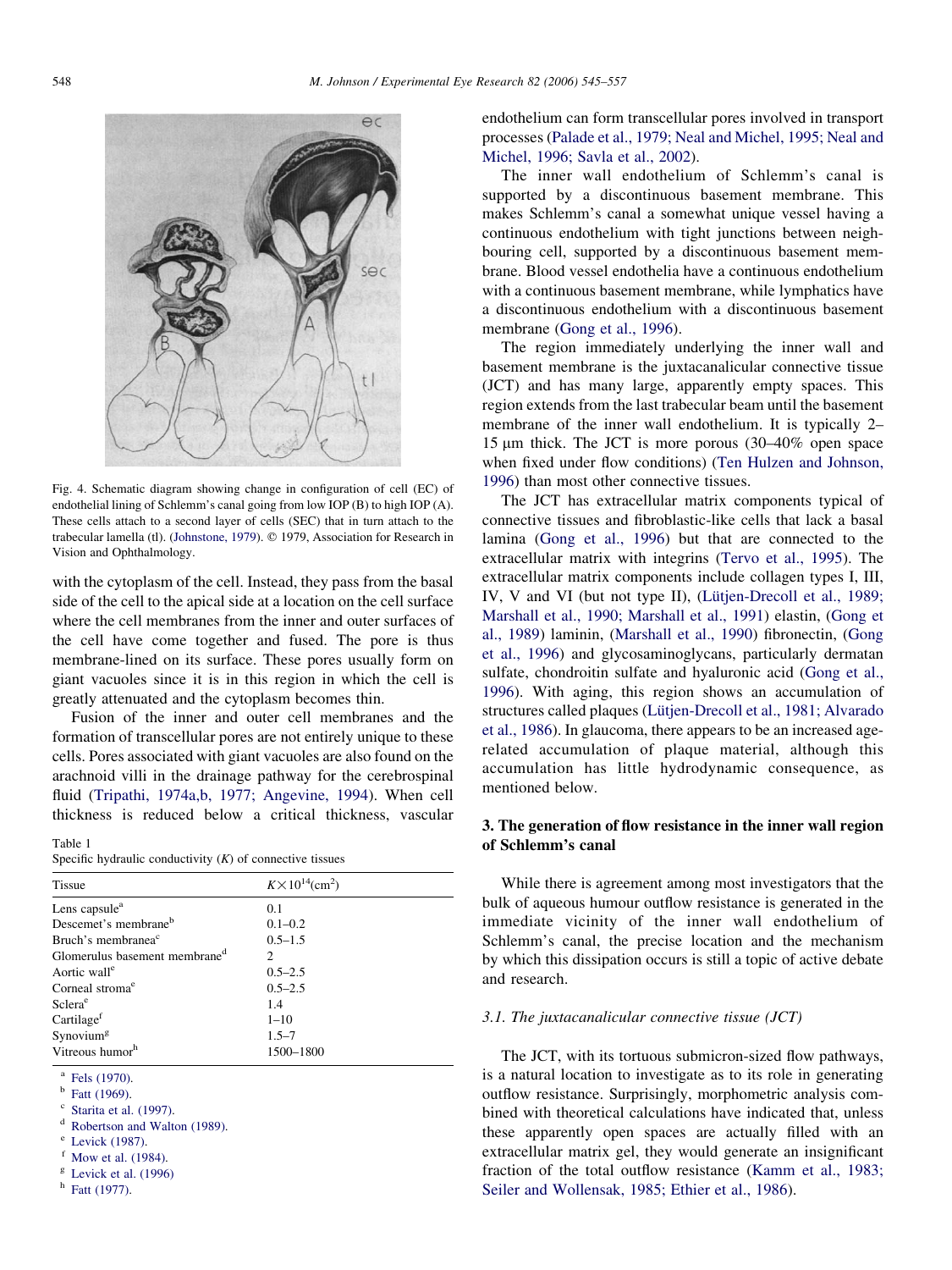Fig. 4. Schematic diagram showing change in configuration of cell (EC) of endothelial lining of Schlemm's canal going from low IOP (B) to high IOP (A). These cells attach to a second layer of cells (SEC) that in turn attach to the trabecular lamella (tl). (Johnstone, 1979). © 1979, Association for Research in Vision and Ophthalmology.

with the cytoplasm of the cell. Instead, they pass from the basal side of the cell to the apical side at a location on the cell surface where the cell membranes from the inner and outer surfaces of the cell have come together and fused. The pore is thus membrane-lined on its surface. These pores usually form on giant vacuoles since it is in this region in which the cell is greatly attenuated and the cytoplasm becomes thin.

Fusion of the inner and outer cell membranes and the formation of transcellular pores are not entirely unique to these cells. Pores associated with giant vacuoles are also found on the arachnoid villi in the drainage pathway for the cerebrospinal fluid (Tripathi, 1974a,b, 1977; Angevine, 1994). When cell thickness is reduced below a critical thickness, vascular endothelium can form transcellular pores involved in transport processes (Palade et al., 1979; Neal and Michel, 1995; Neal and Michel, 1996; Savla et al., 2002).

The inner wall endothelium of Schlemm's canal is supported by a discontinuous basement membrane. This makes Schlemm's canal a somewhat unique vessel having a continuous endothelium with tight junctions between neighbouring cell, supported by a discontinuous basement membrane. Blood vessel endothelia have a continuous endothelium with a continuous basement membrane, while lymphatics have a discontinuous endothelium with a discontinuous basement membrane (Gong et al., 1996).

The region immediately underlying the inner wall and basement membrane is the juxtacanalicular connective tissue (JCT) and has many large, apparently empty spaces. This region extends from the last trabecular beam until the basement membrane of the inner wall endothelium. It is typically 2–15 μm thick. The JCT is more porous (30–40% open space when fixed under flow conditions) (Ten Hulzen and Johnson, 1996) than most other connective tissues.

The JCT has extracellular matrix components typical of connective tissues and fibroblastic-like cells that lack a basal lamina (Gong et al., 1996) but that are connected to the extracellular matrix with integrins (Tervo et al., 1995). The extracellular matrix components include collagen types I, III, IV, V and VI (but not type II), (Lütjen-Drecoll et al., 1989; Marshall et al., 1990; Marshall et al., 1991) elastin, (Gong et al., 1989) laminin, (Marshall et al., 1990) fibronectin, (Gong et al., 1996) and glycosaminoglycans, particularly dermatan sulfate, chondroitin sulfate and hyaluronic acid (Gong et al., 1996). With aging, this region shows an accumulation of structures called plaques (Lütjen-Drecoll et al., 1981; Alvarado et al., 1986). In glaucoma, there appears to be an increased age-related accumulation of plaque material, although this accumulation has little hydrodynamic consequence, as mentioned below.

Table 1
Specific hydraulic conductivity ($K$) of connective tissues

| Tissue | $K \times 10^{14}$(cm$^2$) |
|---|---|
| Lens capsule[a] | 0.1 |
| Descemet's membrane[b] | 0.1–0.2 |
| Bruch's membranea[c] | 0.5–1.5 |
| Glomerulus basement membrane[d] | 2 |
| Aortic wall[e] | 0.5–2.5 |
| Corneal stroma[e] | 0.5–2.5 |
| Sclera[e] | 1.4 |
| Cartilage[f] | 1–10 |
| Synovium[g] | 1.5–7 |
| Vitreous humor[h] | 1500–1800 |

[a] Fels (1970).
[b] Fatt (1969).
[c] Starita et al. (1997).
[d] Robertson and Walton (1989).
[e] Levick (1987).
[f] Mow et al. (1984).
[g] Levick et al. (1996)
[h] Fatt (1977).

## 3. The generation of flow resistance in the inner wall region of Schlemm's canal

While there is agreement among most investigators that the bulk of aqueous humour outflow resistance is generated in the immediate vicinity of the inner wall endothelium of Schlemm's canal, the precise location and the mechanism by which this dissipation occurs is still a topic of active debate and research.

### 3.1. The juxtacanalicular connective tissue (JCT)

The JCT, with its tortuous submicron-sized flow pathways, is a natural location to investigate as to its role in generating outflow resistance. Surprisingly, morphometric analysis combined with theoretical calculations have indicated that, unless these apparently open spaces are actually filled with an extracellular matrix gel, they would generate an insignificant fraction of the total outflow resistance (Kamm et al., 1983; Seiler and Wollensak, 1985; Ethier et al., 1986).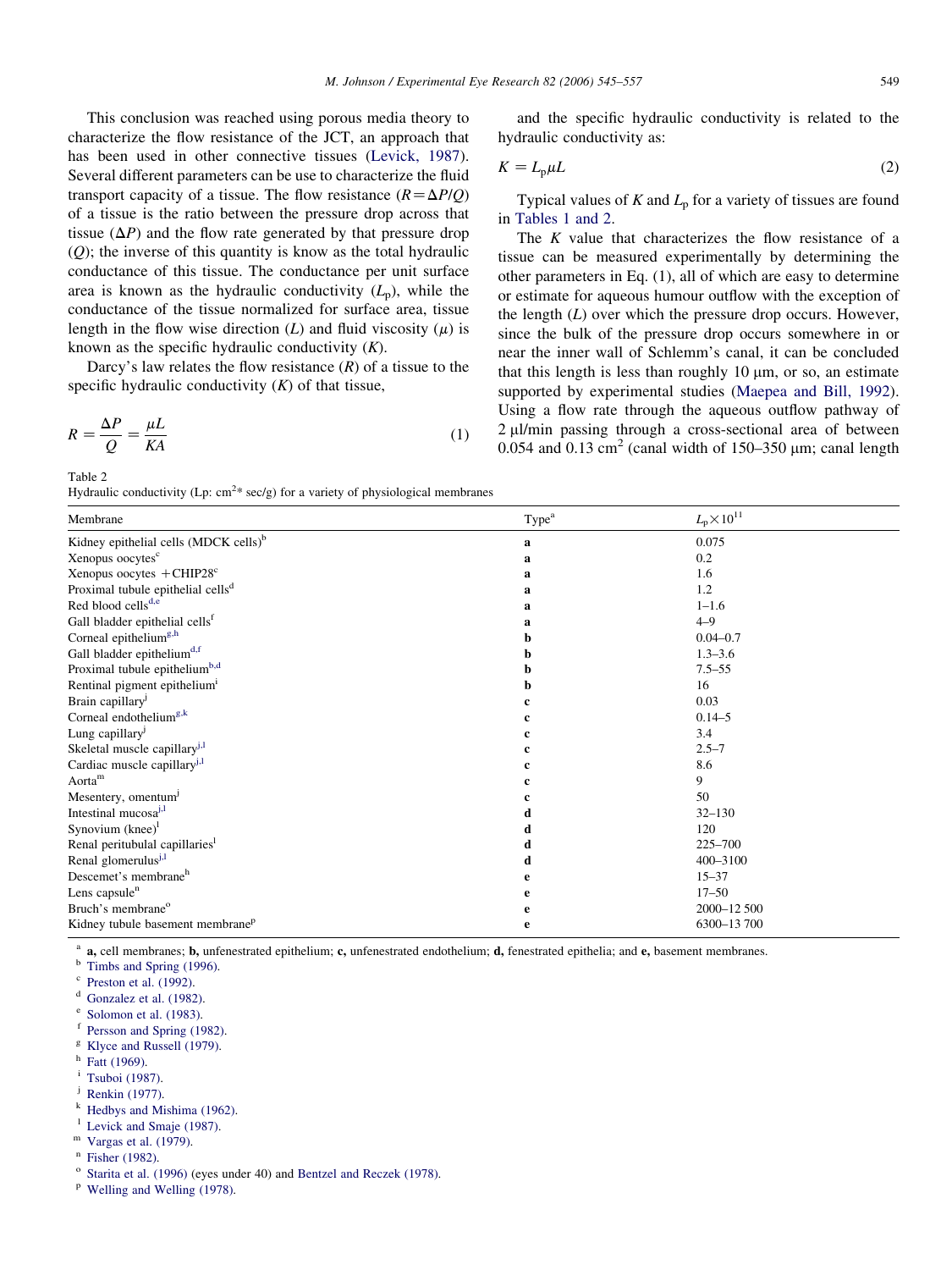This conclusion was reached using porous media theory to characterize the flow resistance of the JCT, an approach that has been used in other connective tissues (Levick, 1987). Several different parameters can be use to characterize the fluid transport capacity of a tissue. The flow resistance ($R = \Delta P/Q$) of a tissue is the ratio between the pressure drop across that tissue ($\Delta P$) and the flow rate generated by that pressure drop ($Q$); the inverse of this quantity is know as the total hydraulic conductance of this tissue. The conductance per unit surface area is known as the hydraulic conductivity ($L_p$), while the conductance of the tissue normalized for surface area, tissue length in the flow wise direction ($L$) and fluid viscosity ($\mu$) is known as the specific hydraulic conductivity ($K$).

Darcy's law relates the flow resistance ($R$) of a tissue to the specific hydraulic conductivity ($K$) of that tissue,

$$R = \frac{\Delta P}{Q} = \frac{\mu L}{KA} \tag{1}$$

and the specific hydraulic conductivity is related to the hydraulic conductivity as:

$$K = L_p \mu L \tag{2}$$

Typical values of $K$ and $L_p$ for a variety of tissues are found in Tables 1 and 2.

The $K$ value that characterizes the flow resistance of a tissue can be measured experimentally by determining the other parameters in Eq. (1), all of which are easy to determine or estimate for aqueous humour outflow with the exception of the length ($L$) over which the pressure drop occurs. However, since the bulk of the pressure drop occurs somewhere in or near the inner wall of Schlemm's canal, it can be concluded that this length is less than roughly 10 μm, or so, an estimate supported by experimental studies (Maepea and Bill, 1992). Using a flow rate through the aqueous outflow pathway of 2 μl/min passing through a cross-sectional area of between 0.054 and 0.13 $cm^2$ (canal width of 150–350 μm; canal length

Table 2
Hydraulic conductivity (Lp: $cm^2$* sec/g) for a variety of physiological membranes

| Membrane | Type[a] | $L_p \times 10^{11}$ |
|---|---|---|
| Kidney epithelial cells (MDCK cells)[b] | **a** | 0.075 |
| Xenopus oocytes[c] | **a** | 0.2 |
| Xenopus oocytes +CHIP28[c] | **a** | 1.6 |
| Proximal tubule epithelial cells[d] | **a** | 1.2 |
| Red blood cells[d,e] | **a** | 1–1.6 |
| Gall bladder epithelial cells[f] | **a** | 4–9 |
| Corneal epithelium[g,h] | **b** | 0.04–0.7 |
| Gall bladder epithelium[d,f] | **b** | 1.3–3.6 |
| Proximal tubule epithelium[b,d] | **b** | 7.5–55 |
| Rentinal pigment epithelium[i] | **b** | 16 |
| Brain capillary[j] | **c** | 0.03 |
| Corneal endothelium[g,k] | **c** | 0.14–5 |
| Lung capillary[j] | **c** | 3.4 |
| Skeletal muscle capillary[j,l] | **c** | 2.5–7 |
| Cardiac muscle capillary[j,l] | **c** | 8.6 |
| Aorta[m] | **c** | 9 |
| Mesentery, omentum[j] | **c** | 50 |
| Intestinal mucosa[j,l] | **d** | 32–130 |
| Synovium (knee)[l] | **d** | 120 |
| Renal peritubular capillaries[l] | **d** | 225–700 |
| Renal glomerulus[j,l] | **d** | 400–3100 |
| Descemet's membrane[h] | **e** | 15–37 |
| Lens capsule[n] | **e** | 17–50 |
| Bruch's membrane[o] | **e** | 2000–12 500 |
| Kidney tubule basement membrane[p] | **e** | 6300–13 700 |

[a] **a,** cell membranes; **b,** unfenestrated epithelium; **c,** unfenestrated endothelium; **d,** fenestrated epithelia; and **e,** basement membranes.
[b] Timbs and Spring (1996).
[c] Preston et al. (1992).
[d] Gonzalez et al. (1982).
[e] Solomon et al. (1983).
[f] Persson and Spring (1982).
[g] Klyce and Russell (1979).
[h] Fatt (1969).
[i] Tsuboi (1987).
[j] Renkin (1977).
[k] Hedbys and Mishima (1962).
[l] Levick and Smaje (1987).
[m] Vargas et al. (1979).
[n] Fisher (1982).
[o] Starita et al. (1996) (eyes under 40) and Bentzel and Reczek (1978).
[p] Welling and Welling (1978).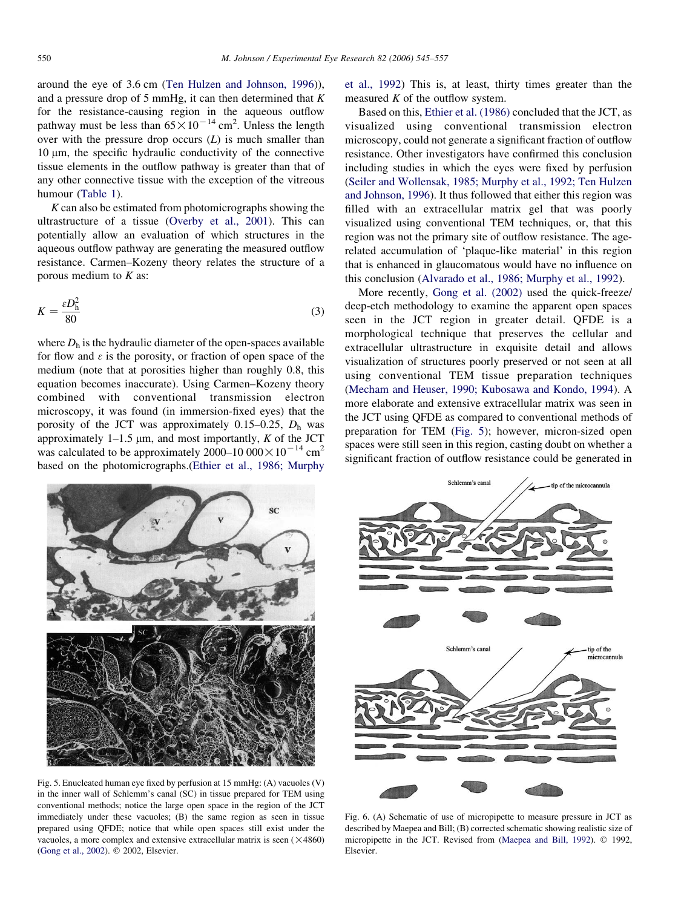around the eye of 3.6 cm (Ten Hulzen and Johnson, 1996)), and a pressure drop of 5 mmHg, it can then determined that $K$ for the resistance-causing region in the aqueous outflow pathway must be less than $65\times10^{-14}$ cm$^2$. Unless the length over with the pressure drop occurs ($L$) is much smaller than 10 μm, the specific hydraulic conductivity of the connective tissue elements in the outflow pathway is greater than that of any other connective tissue with the exception of the vitreous humour (Table 1).

$K$ can also be estimated from photomicrographs showing the ultrastructure of a tissue (Overby et al., 2001). This can potentially allow an evaluation of which structures in the aqueous outflow pathway are generating the measured outflow resistance. Carmen–Kozeny theory relates the structure of a porous medium to $K$ as:

$$K = \frac{\varepsilon D_h^2}{80} \tag{3}$$

where $D_h$ is the hydraulic diameter of the open-spaces available for flow and $\varepsilon$ is the porosity, or fraction of open space of the medium (note that at porosities higher than roughly 0.8, this equation becomes inaccurate). Using Carmen–Kozeny theory combined with conventional transmission electron microscopy, it was found (in immersion-fixed eyes) that the porosity of the JCT was approximately 0.15–0.25, $D_h$ was approximately 1–1.5 μm, and most importantly, $K$ of the JCT was calculated to be approximately $2000–10\,000\times10^{-14}$ cm$^2$ based on the photomicrographs.(Ethier et al., 1986; Murphy et al., 1992) This is, at least, thirty times greater than the measured $K$ of the outflow system.

Based on this, Ethier et al. (1986) concluded that the JCT, as visualized using conventional transmission electron microscopy, could not generate a significant fraction of outflow resistance. Other investigators have confirmed this conclusion including studies in which the eyes were fixed by perfusion (Seiler and Wollensak, 1985; Murphy et al., 1992; Ten Hulzen and Johnson, 1996). It thus followed that either this region was filled with an extracellular matrix gel that was poorly visualized using conventional TEM techniques, or, that this region was not the primary site of outflow resistance. The age-related accumulation of 'plaque-like material' in this region that is enhanced in glaucomatous would have no influence on this conclusion (Alvarado et al., 1986; Murphy et al., 1992).

More recently, Gong et al. (2002) used the quick-freeze/deep-etch methodology to examine the apparent open spaces seen in the JCT region in greater detail. QFDE is a morphological technique that preserves the cellular and extracellular ultrastructure in exquisite detail and allows visualization of structures poorly preserved or not seen at all using conventional TEM tissue preparation techniques (Mecham and Heuser, 1990; Kubosawa and Kondo, 1994). A more elaborate and extensive extracellular matrix was seen in the JCT using QFDE as compared to conventional methods of preparation for TEM (Fig. 5); however, micron-sized open spaces were still seen in this region, casting doubt on whether a significant fraction of outflow resistance could be generated in

Fig. 5. Enucleated human eye fixed by perfusion at 15 mmHg: (A) vacuoles (V) in the inner wall of Schlemm's canal (SC) in tissue prepared for TEM using conventional methods; notice the large open space in the region of the JCT immediately under these vacuoles; (B) the same region as seen in tissue prepared using QFDE; notice that while open spaces still exist under the vacuoles, a more complex and extensive extracellular matrix is seen (×4860) (Gong et al., 2002). © 2002, Elsevier.

Fig. 6. (A) Schematic of use of micropipette to measure pressure in JCT as described by Maepea and Bill; (B) corrected schematic showing realistic size of micropipette in the JCT. Revised from (Maepea and Bill, 1992). © 1992, Elsevier.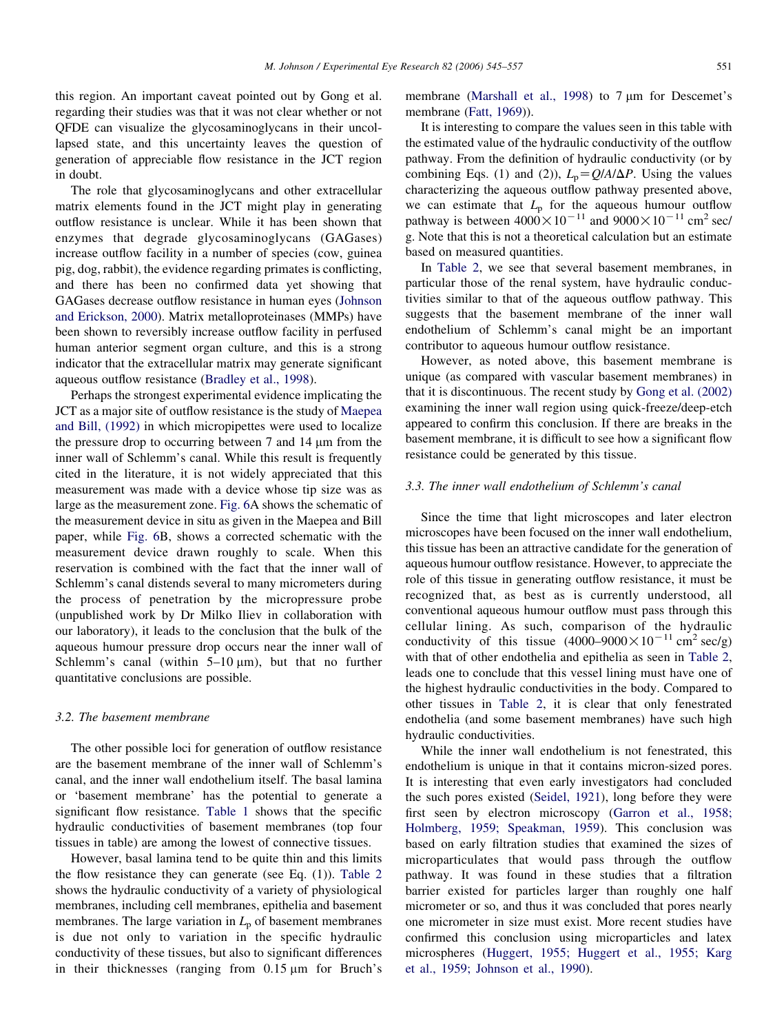this region. An important caveat pointed out by Gong et al. regarding their studies was that it was not clear whether or not QFDE can visualize the glycosaminoglycans in their uncollapsed state, and this uncertainty leaves the question of generation of appreciable flow resistance in the JCT region in doubt.

The role that glycosaminoglycans and other extracellular matrix elements found in the JCT might play in generating outflow resistance is unclear. While it has been shown that enzymes that degrade glycosaminoglycans (GAGases) increase outflow facility in a number of species (cow, guinea pig, dog, rabbit), the evidence regarding primates is conflicting, and there has been no confirmed data yet showing that GAGases decrease outflow resistance in human eyes (Johnson and Erickson, 2000). Matrix metalloproteinases (MMPs) have been shown to reversibly increase outflow facility in perfused human anterior segment organ culture, and this is a strong indicator that the extracellular matrix may generate significant aqueous outflow resistance (Bradley et al., 1998).

Perhaps the strongest experimental evidence implicating the JCT as a major site of outflow resistance is the study of Maepea and Bill, (1992) in which micropipettes were used to localize the pressure drop to occurring between 7 and 14 μm from the inner wall of Schlemm's canal. While this result is frequently cited in the literature, it is not widely appreciated that this measurement was made with a device whose tip size was as large as the measurement zone. Fig. 6A shows the schematic of the measurement device in situ as given in the Maepea and Bill paper, while Fig. 6B, shows a corrected schematic with the measurement device drawn roughly to scale. When this reservation is combined with the fact that the inner wall of Schlemm's canal distends several to many micrometers during the process of penetration by the micropressure probe (unpublished work by Dr Milko Iliev in collaboration with our laboratory), it leads to the conclusion that the bulk of the aqueous humour pressure drop occurs near the inner wall of Schlemm's canal (within 5–10 μm), but that no further quantitative conclusions are possible.

### 3.2. The basement membrane

The other possible loci for generation of outflow resistance are the basement membrane of the inner wall of Schlemm's canal, and the inner wall endothelium itself. The basal lamina or 'basement membrane' has the potential to generate a significant flow resistance. Table 1 shows that the specific hydraulic conductivities of basement membranes (top four tissues in table) are among the lowest of connective tissues.

However, basal lamina tend to be quite thin and this limits the flow resistance they can generate (see Eq. (1)). Table 2 shows the hydraulic conductivity of a variety of physiological membranes, including cell membranes, epithelia and basement membranes. The large variation in $L_p$ of basement membranes is due not only to variation in the specific hydraulic conductivity of these tissues, but also to significant differences in their thicknesses (ranging from 0.15 μm for Bruch's membrane (Marshall et al., 1998) to 7 μm for Descemet's membrane (Fatt, 1969)).

It is interesting to compare the values seen in this table with the estimated value of the hydraulic conductivity of the outflow pathway. From the definition of hydraulic conductivity (or by combining Eqs. (1) and (2)), $L_p = Q/A/\Delta P$. Using the values characterizing the aqueous outflow pathway presented above, we can estimate that $L_p$ for the aqueous humour outflow pathway is between $4000 \times 10^{-11}$ and $9000 \times 10^{-11}$ cm$^2$ sec/g. Note that this is not a theoretical calculation but an estimate based on measured quantities.

In Table 2, we see that several basement membranes, in particular those of the renal system, have hydraulic conductivities similar to that of the aqueous outflow pathway. This suggests that the basement membrane of the inner wall endothelium of Schlemm's canal might be an important contributor to aqueous humour outflow resistance.

However, as noted above, this basement membrane is unique (as compared with vascular basement membranes) in that it is discontinuous. The recent study by Gong et al. (2002) examining the inner wall region using quick-freeze/deep-etch appeared to confirm this conclusion. If there are breaks in the basement membrane, it is difficult to see how a significant flow resistance could be generated by this tissue.

### 3.3. The inner wall endothelium of Schlemm's canal

Since the time that light microscopes and later electron microscopes have been focused on the inner wall endothelium, this tissue has been an attractive candidate for the generation of aqueous humour outflow resistance. However, to appreciate the role of this tissue in generating outflow resistance, it must be recognized that, as best as is currently understood, all conventional aqueous humour outflow must pass through this cellular lining. As such, comparison of the hydraulic conductivity of this tissue ($4000$–$9000 \times 10^{-11}$ cm$^2$ sec/g) with that of other endothelia and epithelia as seen in Table 2, leads one to conclude that this vessel lining must have one of the highest hydraulic conductivities in the body. Compared to other tissues in Table 2, it is clear that only fenestrated endothelia (and some basement membranes) have such high hydraulic conductivities.

While the inner wall endothelium is not fenestrated, this endothelium is unique in that it contains micron-sized pores. It is interesting that even early investigators had concluded the such pores existed (Seidel, 1921), long before they were first seen by electron microscopy (Garron et al., 1958; Holmberg, 1959; Speakman, 1959). This conclusion was based on early filtration studies that examined the sizes of microparticulates that would pass through the outflow pathway. It was found in these studies that a filtration barrier existed for particles larger than roughly one half micrometer or so, and thus it was concluded that pores nearly one micrometer in size must exist. More recent studies have confirmed this conclusion using microparticles and latex microspheres (Huggert, 1955; Huggert et al., 1955; Karg et al., 1959; Johnson et al., 1990).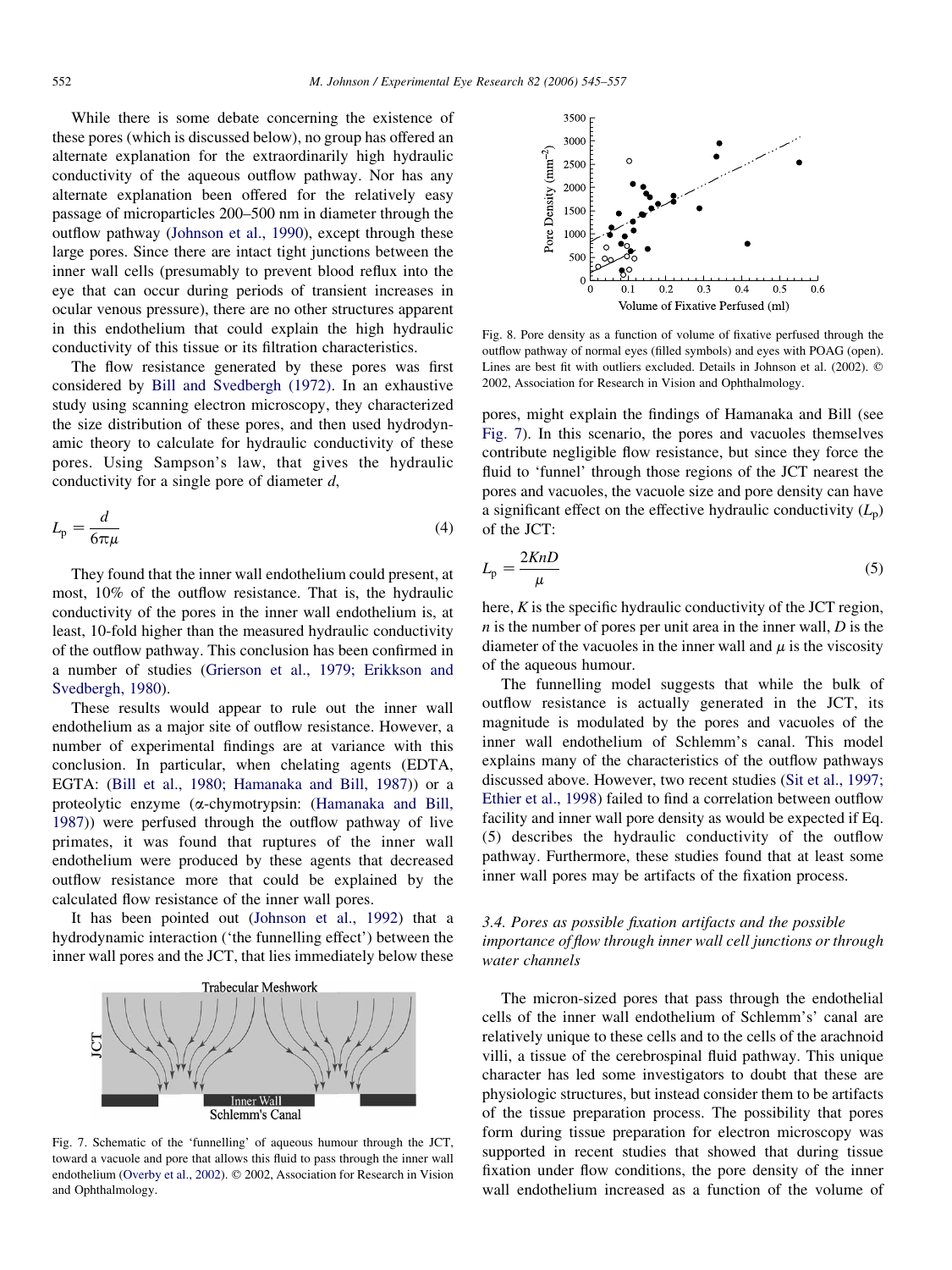While there is some debate concerning the existence of these pores (which is discussed below), no group has offered an alternate explanation for the extraordinarily high hydraulic conductivity of the aqueous outflow pathway. Nor has any alternate explanation been offered for the relatively easy passage of microparticles 200–500 nm in diameter through the outflow pathway (Johnson et al., 1990), except through these large pores. Since there are intact tight junctions between the inner wall cells (presumably to prevent blood reflux into the eye that can occur during periods of transient increases in ocular venous pressure), there are no other structures apparent in this endothelium that could explain the high hydraulic conductivity of this tissue or its filtration characteristics.

The flow resistance generated by these pores was first considered by Bill and Svedbergh (1972). In an exhaustive study using scanning electron microscopy, they characterized the size distribution of these pores, and then used hydrodynamic theory to calculate for hydraulic conductivity of these pores. Using Sampson's law, that gives the hydraulic conductivity for a single pore of diameter $d$,

$$L_p = \frac{d}{6\pi\mu} \tag{4}$$

They found that the inner wall endothelium could present, at most, 10% of the outflow resistance. That is, the hydraulic conductivity of the pores in the inner wall endothelium is, at least, 10-fold higher than the measured hydraulic conductivity of the outflow pathway. This conclusion has been confirmed in a number of studies (Grierson et al., 1979; Erikkson and Svedbergh, 1980).

These results would appear to rule out the inner wall endothelium as a major site of outflow resistance. However, a number of experimental findings are at variance with this conclusion. In particular, when chelating agents (EDTA, EGTA: (Bill et al., 1980; Hamanaka and Bill, 1987)) or a proteolytic enzyme (α-chymotrypsin: (Hamanaka and Bill, 1987)) were perfused through the outflow pathway of live primates, it was found that ruptures of the inner wall endothelium were produced by these agents that decreased outflow resistance more that could be explained by the calculated flow resistance of the inner wall pores.

It has been pointed out (Johnson et al., 1992) that a hydrodynamic interaction ('the funnelling effect') between the inner wall pores and the JCT, that lies immediately below these pores, might explain the findings of Hamanaka and Bill (see Fig. 7). In this scenario, the pores and vacuoles themselves contribute negligible flow resistance, but since they force the fluid to 'funnel' through those regions of the JCT nearest the pores and vacuoles, the vacuole size and pore density can have a significant effect on the effective hydraulic conductivity ($L_p$) of the JCT:

$$L_p = \frac{2KnD}{\mu} \tag{5}$$

here, $K$ is the specific hydraulic conductivity of the JCT region, $n$ is the number of pores per unit area in the inner wall, $D$ is the diameter of the vacuoles in the inner wall and $\mu$ is the viscosity of the aqueous humour.

Fig. 7. Schematic of the 'funnelling' of aqueous humour through the JCT, toward a vacuole and pore that allows this fluid to pass through the inner wall endothelium (Overby et al., 2002). © 2002, Association for Research in Vision and Ophthalmology.

Fig. 8. Pore density as a function of volume of fixative perfused through the outflow pathway of normal eyes (filled symbols) and eyes with POAG (open). Lines are best fit with outliers excluded. Details in Johnson et al. (2002). © 2002, Association for Research in Vision and Ophthalmology.

The funnelling model suggests that while the bulk of outflow resistance is actually generated in the JCT, its magnitude is modulated by the pores and vacuoles of the inner wall endothelium of Schlemm's canal. This model explains many of the characteristics of the outflow pathways discussed above. However, two recent studies (Sit et al., 1997; Ethier et al., 1998) failed to find a correlation between outflow facility and inner wall pore density as would be expected if Eq. (5) describes the hydraulic conductivity of the outflow pathway. Furthermore, these studies found that at least some inner wall pores may be artifacts of the fixation process.

### 3.4. Pores as possible fixation artifacts and the possible importance of flow through inner wall cell junctions or through water channels

The micron-sized pores that pass through the endothelial cells of the inner wall endothelium of Schlemm's' canal are relatively unique to these cells and to the cells of the arachnoid villi, a tissue of the cerebrospinal fluid pathway. This unique character has led some investigators to doubt that these are physiologic structures, but instead consider them to be artifacts of the tissue preparation process. The possibility that pores form during tissue preparation for electron microscopy was supported in recent studies that showed that during tissue fixation under flow conditions, the pore density of the inner wall endothelium increased as a function of the volume of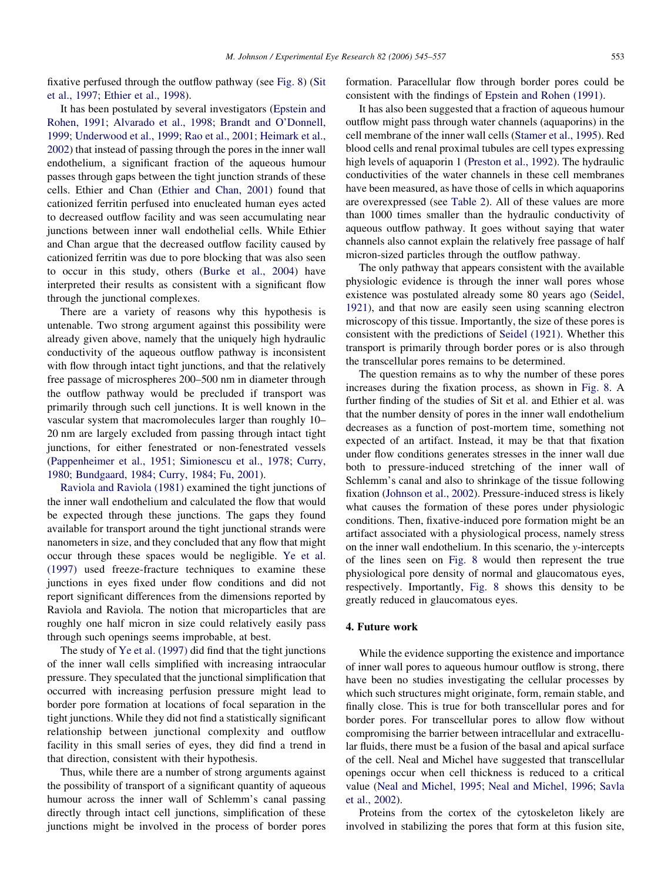fixative perfused through the outflow pathway (see Fig. 8) (Sit et al., 1997; Ethier et al., 1998).

It has been postulated by several investigators (Epstein and Rohen, 1991; Alvarado et al., 1998; Brandt and O'Donnell, 1999; Underwood et al., 1999; Rao et al., 2001; Heimark et al., 2002) that instead of passing through the pores in the inner wall endothelium, a significant fraction of the aqueous humour passes through gaps between the tight junction strands of these cells. Ethier and Chan (Ethier and Chan, 2001) found that cationized ferritin perfused into enucleated human eyes acted to decreased outflow facility and was seen accumulating near junctions between inner wall endothelial cells. While Ethier and Chan argue that the decreased outflow facility caused by cationized ferritin was due to pore blocking that was also seen to occur in this study, others (Burke et al., 2004) have interpreted their results as consistent with a significant flow through the junctional complexes.

There are a variety of reasons why this hypothesis is untenable. Two strong argument against this possibility were already given above, namely that the uniquely high hydraulic conductivity of the aqueous outflow pathway is inconsistent with flow through intact tight junctions, and that the relatively free passage of microspheres 200–500 nm in diameter through the outflow pathway would be precluded if transport was primarily through such cell junctions. It is well known in the vascular system that macromolecules larger than roughly 10–20 nm are largely excluded from passing through intact tight junctions, for either fenestrated or non-fenestrated vessels (Pappenheimer et al., 1951; Simionescu et al., 1978; Curry, 1980; Bundgaard, 1984; Curry, 1984; Fu, 2001).

Raviola and Raviola (1981) examined the tight junctions of the inner wall endothelium and calculated the flow that would be expected through these junctions. The gaps they found available for transport around the tight junctional strands were nanometers in size, and they concluded that any flow that might occur through these spaces would be negligible. Ye et al. (1997) used freeze-fracture techniques to examine these junctions in eyes fixed under flow conditions and did not report significant differences from the dimensions reported by Raviola and Raviola. The notion that microparticles that are roughly one half micron in size could relatively easily pass through such openings seems improbable, at best.

The study of Ye et al. (1997) did find that the tight junctions of the inner wall cells simplified with increasing intraocular pressure. They speculated that the junctional simplification that occurred with increasing perfusion pressure might lead to border pore formation at locations of focal separation in the tight junctions. While they did not find a statistically significant relationship between junctional complexity and outflow facility in this small series of eyes, they did find a trend in that direction, consistent with their hypothesis.

Thus, while there are a number of strong arguments against the possibility of transport of a significant quantity of aqueous humour across the inner wall of Schlemm's canal passing directly through intact cell junctions, simplification of these junctions might be involved in the process of border pores formation. Paracellular flow through border pores could be consistent with the findings of Epstein and Rohen (1991).

It has also been suggested that a fraction of aqueous humour outflow might pass through water channels (aquaporins) in the cell membrane of the inner wall cells (Stamer et al., 1995). Red blood cells and renal proximal tubules are cell types expressing high levels of aquaporin 1 (Preston et al., 1992). The hydraulic conductivities of the water channels in these cell membranes have been measured, as have those of cells in which aquaporins are overexpressed (see Table 2). All of these values are more than 1000 times smaller than the hydraulic conductivity of aqueous outflow pathway. It goes without saying that water channels also cannot explain the relatively free passage of half micron-sized particles through the outflow pathway.

The only pathway that appears consistent with the available physiologic evidence is through the inner wall pores whose existence was postulated already some 80 years ago (Seidel, 1921), and that now are easily seen using scanning electron microscopy of this tissue. Importantly, the size of these pores is consistent with the predictions of Seidel (1921). Whether this transport is primarily through border pores or is also through the transcellular pores remains to be determined.

The question remains as to why the number of these pores increases during the fixation process, as shown in Fig. 8. A further finding of the studies of Sit et al. and Ethier et al. was that the number density of pores in the inner wall endothelium decreases as a function of post-mortem time, something not expected of an artifact. Instead, it may be that that fixation under flow conditions generates stresses in the inner wall due both to pressure-induced stretching of the inner wall of Schlemm's canal and also to shrinkage of the tissue following fixation (Johnson et al., 2002). Pressure-induced stress is likely what causes the formation of these pores under physiologic conditions. Then, fixative-induced pore formation might be an artifact associated with a physiological process, namely stress on the inner wall endothelium. In this scenario, the *y*-intercepts of the lines seen on Fig. 8 would then represent the true physiological pore density of normal and glaucomatous eyes, respectively. Importantly, Fig. 8 shows this density to be greatly reduced in glaucomatous eyes.

## 4. Future work

While the evidence supporting the existence and importance of inner wall pores to aqueous humour outflow is strong, there have been no studies investigating the cellular processes by which such structures might originate, form, remain stable, and finally close. This is true for both transcellular pores and for border pores. For transcellular pores to allow flow without compromising the barrier between intracellular and extracellular fluids, there must be a fusion of the basal and apical surface of the cell. Neal and Michel have suggested that transcellular openings occur when cell thickness is reduced to a critical value (Neal and Michel, 1995; Neal and Michel, 1996; Savla et al., 2002).

Proteins from the cortex of the cytoskeleton likely are involved in stabilizing the pores that form at this fusion site,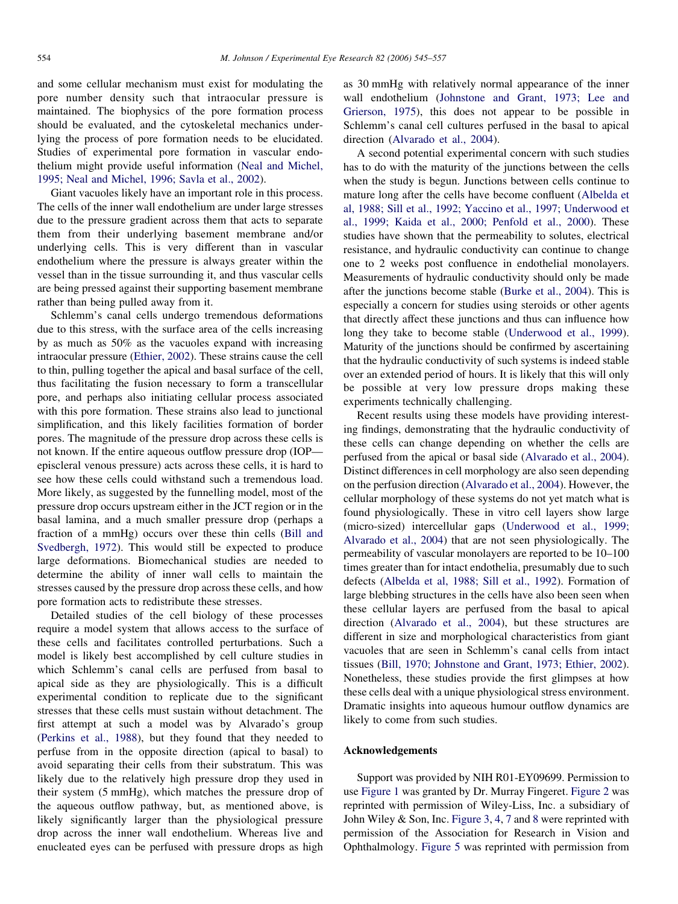and some cellular mechanism must exist for modulating the pore number density such that intraocular pressure is maintained. The biophysics of the pore formation process should be evaluated, and the cytoskeletal mechanics underlying the process of pore formation needs to be elucidated. Studies of experimental pore formation in vascular endothelium might provide useful information (Neal and Michel, 1995; Neal and Michel, 1996; Savla et al., 2002).

Giant vacuoles likely have an important role in this process. The cells of the inner wall endothelium are under large stresses due to the pressure gradient across them that acts to separate them from their underlying basement membrane and/or underlying cells. This is very different than in vascular endothelium where the pressure is always greater within the vessel than in the tissue surrounding it, and thus vascular cells are being pressed against their supporting basement membrane rather than being pulled away from it.

Schlemm's canal cells undergo tremendous deformations due to this stress, with the surface area of the cells increasing by as much as 50% as the vacuoles expand with increasing intraocular pressure (Ethier, 2002). These strains cause the cell to thin, pulling together the apical and basal surface of the cell, thus facilitating the fusion necessary to form a transcellular pore, and perhaps also initiating cellular process associated with this pore formation. These strains also lead to junctional simplification, and this likely facilities formation of border pores. The magnitude of the pressure drop across these cells is not known. If the entire aqueous outflow pressure drop (IOP—episcleral venous pressure) acts across these cells, it is hard to see how these cells could withstand such a tremendous load. More likely, as suggested by the funnelling model, most of the pressure drop occurs upstream either in the JCT region or in the basal lamina, and a much smaller pressure drop (perhaps a fraction of a mmHg) occurs over these thin cells (Bill and Svedbergh, 1972). This would still be expected to produce large deformations. Biomechanical studies are needed to determine the ability of inner wall cells to maintain the stresses caused by the pressure drop across these cells, and how pore formation acts to redistribute these stresses.

Detailed studies of the cell biology of these processes require a model system that allows access to the surface of these cells and facilitates controlled perturbations. Such a model is likely best accomplished by cell culture studies in which Schlemm's canal cells are perfused from basal to apical side as they are physiologically. This is a difficult experimental condition to replicate due to the significant stresses that these cells must sustain without detachment. The first attempt at such a model was by Alvarado's group (Perkins et al., 1988), but they found that they needed to perfuse from in the opposite direction (apical to basal) to avoid separating their cells from their substratum. This was likely due to the relatively high pressure drop they used in their system (5 mmHg), which matches the pressure drop of the aqueous outflow pathway, but, as mentioned above, is likely significantly larger than the physiological pressure drop across the inner wall endothelium. Whereas live and enucleated eyes can be perfused with pressure drops as high as 30 mmHg with relatively normal appearance of the inner wall endothelium (Johnstone and Grant, 1973; Lee and Grierson, 1975), this does not appear to be possible in Schlemm's canal cell cultures perfused in the basal to apical direction (Alvarado et al., 2004).

A second potential experimental concern with such studies has to do with the maturity of the junctions between the cells when the study is begun. Junctions between cells continue to mature long after the cells have become confluent (Albelda et al, 1988; Sill et al., 1992; Yaccino et al., 1997; Underwood et al., 1999; Kaida et al., 2000; Penfold et al., 2000). These studies have shown that the permeability to solutes, electrical resistance, and hydraulic conductivity can continue to change one to 2 weeks post confluence in endothelial monolayers. Measurements of hydraulic conductivity should only be made after the junctions become stable (Burke et al., 2004). This is especially a concern for studies using steroids or other agents that directly affect these junctions and thus can influence how long they take to become stable (Underwood et al., 1999). Maturity of the junctions should be confirmed by ascertaining that the hydraulic conductivity of such systems is indeed stable over an extended period of hours. It is likely that this will only be possible at very low pressure drops making these experiments technically challenging.

Recent results using these models have providing interesting findings, demonstrating that the hydraulic conductivity of these cells can change depending on whether the cells are perfused from the apical or basal side (Alvarado et al., 2004). Distinct differences in cell morphology are also seen depending on the perfusion direction (Alvarado et al., 2004). However, the cellular morphology of these systems do not yet match what is found physiologically. These in vitro cell layers show large (micro-sized) intercellular gaps (Underwood et al., 1999; Alvarado et al., 2004) that are not seen physiologically. The permeability of vascular monolayers are reported to be 10–100 times greater than for intact endothelia, presumably due to such defects (Albelda et al, 1988; Sill et al., 1992). Formation of large blebbing structures in the cells have also been seen when these cellular layers are perfused from the basal to apical direction (Alvarado et al., 2004), but these structures are different in size and morphological characteristics from giant vacuoles that are seen in Schlemm's canal cells from intact tissues (Bill, 1970; Johnstone and Grant, 1973; Ethier, 2002). Nonetheless, these studies provide the first glimpses at how these cells deal with a unique physiological stress environment. Dramatic insights into aqueous humour outflow dynamics are likely to come from such studies.

## Acknowledgements

Support was provided by NIH R01-EY09699. Permission to use Figure 1 was granted by Dr. Murray Fingeret. Figure 2 was reprinted with permission of Wiley-Liss, Inc. a subsidiary of John Wiley & Son, Inc. Figure 3, 4, 7 and 8 were reprinted with permission of the Association for Research in Vision and Ophthalmology. Figure 5 was reprinted with permission from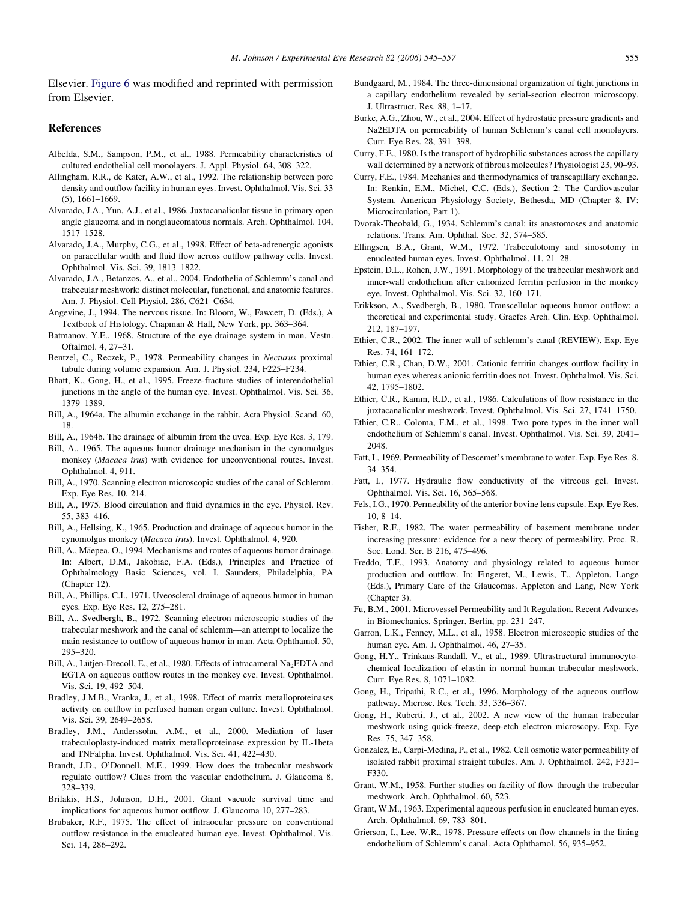Elsevier. Figure 6 was modified and reprinted with permission from Elsevier.

## References

Albelda, S.M., Sampson, P.M., et al., 1988. Permeability characteristics of cultured endothelial cell monolayers. J. Appl. Physiol. 64, 308–322.

Allingham, R.R., de Kater, A.W., et al., 1992. The relationship between pore density and outflow facility in human eyes. Invest. Ophthalmol. Vis. Sci. 33 (5), 1661–1669.

Alvarado, J.A., Yun, A.J., et al., 1986. Juxtacanalicular tissue in primary open angle glaucoma and in nonglaucomatous normals. Arch. Ophthalmol. 104, 1517–1528.

Alvarado, J.A., Murphy, C.G., et al., 1998. Effect of beta-adrenergic agonists on paracellular width and fluid flow across outflow pathway cells. Invest. Ophthalmol. Vis. Sci. 39, 1813–1822.

Alvarado, J.A., Betanzos, A., et al., 2004. Endothelia of Schlemm's canal and trabecular meshwork: distinct molecular, functional, and anatomic features. Am. J. Physiol. Cell Physiol. 286, C621–C634.

Angevine, J., 1994. The nervous tissue. In: Bloom, W., Fawcett, D. (Eds.), A Textbook of Histology. Chapman & Hall, New York, pp. 363–364.

Batmanov, Y.E., 1968. Structure of the eye drainage system in man. Vestn. Oftalmol. 4, 27–31.

Bentzel, C., Reczek, P., 1978. Permeability changes in *Necturus* proximal tubule during volume expansion. Am. J. Physiol. 234, F225–F234.

Bhatt, K., Gong, H., et al., 1995. Freeze-fracture studies of interendothelial junctions in the angle of the human eye. Invest. Ophthalmol. Vis. Sci. 36, 1379–1389.

Bill, A., 1964a. The albumin exchange in the rabbit. Acta Physiol. Scand. 60, 18.

Bill, A., 1964b. The drainage of albumin from the uvea. Exp. Eye Res. 3, 179.

Bill, A., 1965. The aqueous humor drainage mechanism in the cynomolgus monkey (*Macaca irus*) with evidence for unconventional routes. Invest. Ophthalmol. 4, 911.

Bill, A., 1970. Scanning electron microscopic studies of the canal of Schlemm. Exp. Eye Res. 10, 214.

Bill, A., 1975. Blood circulation and fluid dynamics in the eye. Physiol. Rev. 55, 383–416.

Bill, A., Hellsing, K., 1965. Production and drainage of aqueous humor in the cynomolgus monkey (*Macaca irus*). Invest. Ophthalmol. 4, 920.

Bill, A., Mäepea, O., 1994. Mechanisms and routes of aqueous humor drainage. In: Albert, D.M., Jakobiac, F.A. (Eds.), Principles and Practice of Ophthalmology Basic Sciences, vol. I. Saunders, Philadelphia, PA (Chapter 12).

Bill, A., Phillips, C.I., 1971. Uveoscleral drainage of aqueous humor in human eyes. Exp. Eye Res. 12, 275–281.

Bill, A., Svedbergh, B., 1972. Scanning electron microscopic studies of the trabecular meshwork and the canal of schlemm—an attempt to localize the main resistance to outflow of aqueous humor in man. Acta Ophthalmol. 50, 295–320.

Bill, A., Lütjen-Drecoll, E., et al., 1980. Effects of intracameral $Na_2$EDTA and EGTA on aqueous outflow routes in the monkey eye. Invest. Ophthalmol. Vis. Sci. 19, 492–504.

Bradley, J.M.B., Vranka, J., et al., 1998. Effect of matrix metalloproteinases activity on outflow in perfused human organ culture. Invest. Ophthalmol. Vis. Sci. 39, 2649–2658.

Bradley, J.M., Anderssohn, A.M., et al., 2000. Mediation of laser trabeculoplasty-induced matrix metalloproteinase expression by IL-1beta and TNFalpha. Invest. Ophthalmol. Vis. Sci. 41, 422–430.

Brandt, J.D., O'Donnell, M.E., 1999. How does the trabecular meshwork regulate outflow? Clues from the vascular endothelium. J. Glaucoma 8, 328–339.

Brilakis, H.S., Johnson, D.H., 2001. Giant vacuole survival time and implications for aqueous humor outflow. J. Glaucoma 10, 277–283.

Brubaker, R.F., 1975. The effect of intraocular pressure on conventional outflow resistance in the enucleated human eye. Invest. Ophthalmol. Vis. Sci. 14, 286–292.

Bundgaard, M., 1984. The three-dimensional organization of tight junctions in a capillary endothelium revealed by serial-section electron microscopy. J. Ultrastruct. Res. 88, 1–17.

Burke, A.G., Zhou, W., et al., 2004. Effect of hydrostatic pressure gradients and $Na_2$EDTA on permeability of human Schlemm's canal cell monolayers. Curr. Eye Res. 28, 391–398.

Curry, F.E., 1980. Is the transport of hydrophilic substances across the capillary wall determined by a network of fibrous molecules? Physiologist 23, 90–93.

Curry, F.E., 1984. Mechanics and thermodynamics of transcapillary exchange. In: Renkin, E.M., Michel, C.C. (Eds.), Section 2: The Cardiovascular System. American Physiology Society, Bethesda, MD (Chapter 8, IV: Microcirculation, Part 1).

Dvorak-Theobald, G., 1934. Schlemm's canal: its anastomoses and anatomic relations. Trans. Am. Ophthal. Soc. 32, 574–585.

Ellingsen, B.A., Grant, W.M., 1972. Trabeculotomy and sinosotomy in enucleated human eyes. Invest. Ophthalmol. 11, 21–28.

Epstein, D.L., Rohen, J.W., 1991. Morphology of the trabecular meshwork and inner-wall endothelium after cationized ferritin perfusion in the monkey eye. Invest. Ophthalmol. Vis. Sci. 32, 160–171.

Erikkson, A., Svedbergh, B., 1980. Transcellular aqueous humor outflow: a theoretical and experimental study. Graefes Arch. Clin. Exp. Ophthalmol. 212, 187–197.

Ethier, C.R., 2002. The inner wall of schlemm's canal (REVIEW). Exp. Eye Res. 74, 161–172.

Ethier, C.R., Chan, D.W., 2001. Cationic ferritin changes outflow facility in human eyes whereas anionic ferritin does not. Invest. Ophthalmol. Vis. Sci. 42, 1795–1802.

Ethier, C.R., Kamm, R.D., et al., 1986. Calculations of flow resistance in the juxtacanalicular meshwork. Invest. Ophthalmol. Vis. Sci. 27, 1741–1750.

Ethier, C.R., Coloma, F.M., et al., 1998. Two pore types in the inner wall endothelium of Schlemm's canal. Invest. Ophthalmol. Vis. Sci. 39, 2041–2048.

Fatt, I., 1969. Permeability of Descemet's membrane to water. Exp. Eye Res. 8, 34–354.

Fatt, I., 1977. Hydraulic flow conductivity of the vitreous gel. Invest. Ophthalmol. Vis. Sci. 16, 565–568.

Fels, I.G., 1970. Permeability of the anterior bovine lens capsule. Exp. Eye Res. 10, 8–14.

Fisher, R.F., 1982. The water permeability of basement membrane under increasing pressure: evidence for a new theory of permeability. Proc. R. Soc. Lond. Ser. B 216, 475–496.

Freddo, T.F., 1993. Anatomy and physiology related to aqueous humor production and outflow. In: Fingeret, M., Lewis, T., Appleton, Lange (Eds.), Primary Care of the Glaucomas. Appleton and Lang, New York (Chapter 3).

Fu, B.M., 2001. Microvessel Permeability and It Regulation. Recent Advances in Biomechanics. Springer, Berlin, pp. 231–247.

Garron, L.K., Fenney, M.L., et al., 1958. Electron microscopic studies of the human eye. Am. J. Ophthalmol. 46, 27–35.

Gong, H.Y., Trinkaus-Randall, V., et al., 1989. Ultrastructural immunocytochemical localization of elastin in normal human trabecular meshwork. Curr. Eye Res. 8, 1071–1082.

Gong, H., Tripathi, R.C., et al., 1996. Morphology of the aqueous outflow pathway. Microsc. Res. Tech. 33, 336–367.

Gong, H., Ruberti, J., et al., 2002. A new view of the human trabecular meshwork using quick-freeze, deep-etch electron microscopy. Exp. Eye Res. 75, 347–358.

Gonzalez, E., Carpi-Medina, P., et al., 1982. Cell osmotic water permeability of isolated rabbit proximal straight tubules. Am. J. Ophthalmol. 242, F321–F330.

Grant, W.M., 1958. Further studies on facility of flow through the trabecular meshwork. Arch. Ophthalmol. 60, 523.

Grant, W.M., 1963. Experimental aqueous perfusion in enucleated human eyes. Arch. Ophthalmol. 69, 783–801.

Grierson, I., Lee, W.R., 1978. Pressure effects on flow channels in the lining endothelium of Schlemm's canal. Acta Ophthamol. 56, 935–952.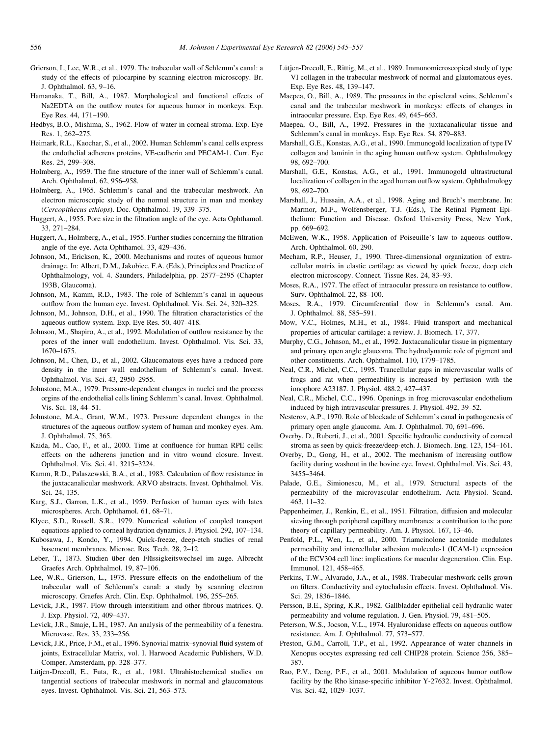Grierson, I., Lee, W.R., et al., 1979. The trabecular wall of Schlemm's canal: a study of the effects of pilocarpine by scanning electron microscopy. Br. J. Ophthalmol. 63, 9–16.

Hamanaka, T., Bill, A., 1987. Morphological and functional effects of Na2EDTA on the outflow routes for aqueous humor in monkeys. Exp. Eye Res. 44, 171–190.

Hedbys, B.O., Mishima, S., 1962. Flow of water in corneal stroma. Exp. Eye Res. 1, 262–275.

Heimark, R.L., Kaochar, S., et al., 2002. Human Schlemm's canal cells express the endothelial adherens proteins, VE-cadherin and PECAM-1. Curr. Eye Res. 25, 299–308.

Holmberg, A., 1959. The fine structure of the inner wall of Schlemm's canal. Arch. Ophthalmol. 62, 956–958.

Holmberg, A., 1965. Schlemm's canal and the trabecular meshwork. An electron microscopic study of the normal structure in man and monkey (*Cercopithecus ethiops*). Doc. Ophthalmol. 19, 339–375.

Huggert, A., 1955. Pore size in the filtration angle of the eye. Acta Ophthamol. 33, 271–284.

Huggert, A., Holmberg, A., et al., 1955. Further studies concerning the filtration angle of the eye. Acta Ophthamol. 33, 429–436.

Johnson, M., Erickson, K., 2000. Mechanisms and routes of aqueous humor drainage. In: Albert, D.M., Jakobiec, F.A. (Eds.), Principles and Practice of Ophthalmology, vol. 4. Saunders, Philadelphia, pp. 2577–2595 (Chapter 193B, Glaucoma).

Johnson, M., Kamm, R.D., 1983. The role of Schlemm's canal in aqueous outflow from the human eye. Invest. Ophthalmol. Vis. Sci. 24, 320–325.

Johnson, M., Johnson, D.H., et al., 1990. The filtration characteristics of the aqueous outflow system. Exp. Eye Res. 50, 407–418.

Johnson, M., Shapiro, A., et al., 1992. Modulation of outflow resistance by the pores of the inner wall endothelium. Invest. Ophthalmol. Vis. Sci. 33, 1670–1675.

Johnson, M., Chen, D., et al., 2002. Glaucomatous eyes have a reduced pore density in the inner wall endothelium of Schlemm's canal. Invest. Ophthalmol. Vis. Sci. 43, 2950–2955.

Johnstone, M.A., 1979. Pressure-dependent changes in nuclei and the process orgins of the endothelial cells lining Schlemm's canal. Invest. Ophthalmol. Vis. Sci. 18, 44–51.

Johnstone, M.A., Grant, W.M., 1973. Pressure dependent changes in the structures of the aqueous outflow system of human and monkey eyes. Am. J. Ophthalmol. 75, 365.

Kaida, M., Cao, F., et al., 2000. Time at confluence for human RPE cells: effects on the adherens junction and in vitro wound closure. Invest. Ophthalmol. Vis. Sci. 41, 3215–3224.

Kamm, R.D., Palaszewski, B.A., et al., 1983. Calculation of flow resistance in the juxtacanalicular meshwork. ARVO abstracts. Invest. Ophthalmol. Vis. Sci. 24, 135.

Karg, S.J., Garron, L.K., et al., 1959. Perfusion of human eyes with latex microspheres. Arch. Ophthamol. 61, 68–71.

Klyce, S.D., Russell, S.R., 1979. Numerical solution of coupled transport equations applied to corneal hydration dynamics. J. Physiol. 292, 107–134.

Kubosawa, J., Kondo, Y., 1994. Quick-freeze, deep-etch studies of renal basement membranes. Microsc. Res. Tech. 28, 2–12.

Leber, T., 1873. Studien über den Flüssigkeitswechsel im auge. Albrecht Graefes Arch. Ophthalmol. 19, 87–106.

Lee, W.R., Grierson, L., 1975. Pressure effects on the endothelium of the trabecular wall of Schlemm's canal: a study by scanning electron microscopy. Graefes Arch. Clin. Exp. Ophthalmol. 196, 255–265.

Levick, J.R., 1987. Flow through interstitium and other fibrous matrices. Q. J. Exp. Physiol. 72, 409–437.

Levick, J.R., Smaje, L.H., 1987. An analysis of the permeability of a fenestra. Microvasc. Res. 33, 233–256.

Levick, J.R., Price, F.M., et al., 1996. Synovial matrix–synovial fluid system of joints, Extracellular Matrix, vol. I. Harwood Academic Publishers, W.D. Comper, Amsterdam, pp. 328–377.

Lütjen-Drecoll, E., Futa, R., et al., 1981. Ultrahistochemical studies on tangential sections of trabecular meshwork in normal and glaucomatous eyes. Invest. Ophthalmol. Vis. Sci. 21, 563–573.

Lütjen-Drecoll, E., Rittig, M., et al., 1989. Immunomicroscopical study of type VI collagen in the trabecular meshwork of normal and glautomatous eyes. Exp. Eye Res. 48, 139–147.

Maepea, O., Bill, A., 1989. The pressures in the episcleral veins, Schlemm's canal and the trabecular meshwork in monkeys: effects of changes in intraocular pressure. Exp. Eye Res. 49, 645–663.

Maepea, O., Bill, A., 1992. Pressures in the juxtacanalicular tissue and Schlemm's canal in monkeys. Exp. Eye Res. 54, 879–883.

Marshall, G.E., Konstas, A.G., et al., 1990. Immunogold localization of type IV collagen and laminin in the aging human outflow system. Ophthalmology 98, 692–700.

Marshall, G.E., Konstas, A.G., et al., 1991. Immunogold ultrastructural localization of collagen in the aged human outflow system. Ophthalmology 98, 692–700.

Marshall, J., Hussain, A.A., et al., 1998. Aging and Bruch's membrane. In: Marmor, M.F., Wolfensberger, T.J. (Eds.), The Retinal Pigment Epithelium: Function and Disease. Oxford University Press, New York, pp. 669–692.

McEwen, W.K., 1958. Application of Poiseuille's law to aqueous outflow. Arch. Ophthalmol. 60, 290.

Mecham, R.P., Heuser, J., 1990. Three-dimensional organization of extracellular matrix in elastic cartilage as viewed by quick freeze, deep etch electron microscopy. Connect. Tissue Res. 24, 83–93.

Moses, R.A., 1977. The effect of intraocular pressure on resistance to outflow. Surv. Ophthalmol. 22, 88–100.

Moses, R.A., 1979. Circumferential flow in Schlemm's canal. Am. J. Ophthalmol. 88, 585–591.

Mow, V.C., Holmes, M.H., et al., 1984. Fluid transport and mechanical properties of articular cartilage: a review. J. Biomech. 17, 377.

Murphy, C.G., Johnson, M., et al., 1992. Juxtacanalicular tissue in pigmentary and primary open angle glaucoma. The hydrodynamic role of pigment and other constituents. Arch. Ophthalmol. 110, 1779–1785.

Neal, C.R., Michel, C.C., 1995. Trancellular gaps in microvascular walls of frogs and rat when permeability is increased by perfusion with the ionophore A23187. J. Physiol. 488.2, 427–437.

Neal, C.R., Michel, C.C., 1996. Openings in frog microvascular endothelium induced by high intravascular pressures. J. Physiol. 492, 39–52.

Nesterov, A.P., 1970. Role of blockade of Schlemm's canal in pathogenesis of primary open angle glaucoma. Am. J. Ophthalmol. 70, 691–696.

Overby, D., Ruberti, J., et al., 2001. Specific hydraulic conductivity of corneal stroma as seen by quick-freeze/deep-etch. J. Biomech. Eng. 123, 154–161.

Overby, D., Gong, H., et al., 2002. The mechanism of increasing outflow facility during washout in the bovine eye. Invest. Ophthalmol. Vis. Sci. 43, 3455–3464.

Palade, G.E., Simionescu, M., et al., 1979. Structural aspects of the permeability of the microvascular endothelium. Acta Physiol. Scand. 463, 11–32.

Pappenheimer, J., Renkin, E., et al., 1951. Filtration, diffusion and molecular sieving through peripheral capillary membranes: a contribution to the pore theory of capillary permeability. Am. J. Physiol. 167, 13–46.

Penfold, P.L., Wen, L., et al., 2000. Triamcinolone acetonide modulates permeability and intercellular adhesion molecule-1 (ICAM-1) expression of the ECV304 cell line: implications for macular degeneration. Clin. Exp. Immunol. 121, 458–465.

Perkins, T.W., Alvarado, J.A., et al., 1988. Trabecular meshwork cells grown on filters. Conductivity and cytochalasin effects. Invest. Ophthalmol. Vis. Sci. 29, 1836–1846.

Persson, B.E., Spring, K.R., 1982. Gallbladder epithelial cell hydraulic water permeability and volume regulation. J. Gen. Physiol. 79, 481–505.

Peterson, W.S., Jocson, V.L., 1974. Hyaluronidase effects on aqueous outflow resistance. Am. J. Ophthalmol. 77, 573–577.

Preston, G.M., Carroll, T.P., et al., 1992. Appearance of water channels in Xenopus oocytes expressing red cell CHIP28 protein. Science 256, 385–387.

Rao, P.V., Deng, P.F., et al., 2001. Modulation of aqueous humor outflow facility by the Rho kinase-specific inhibitor Y-27632. Invest. Ophthalmol. Vis. Sci. 42, 1029–1037.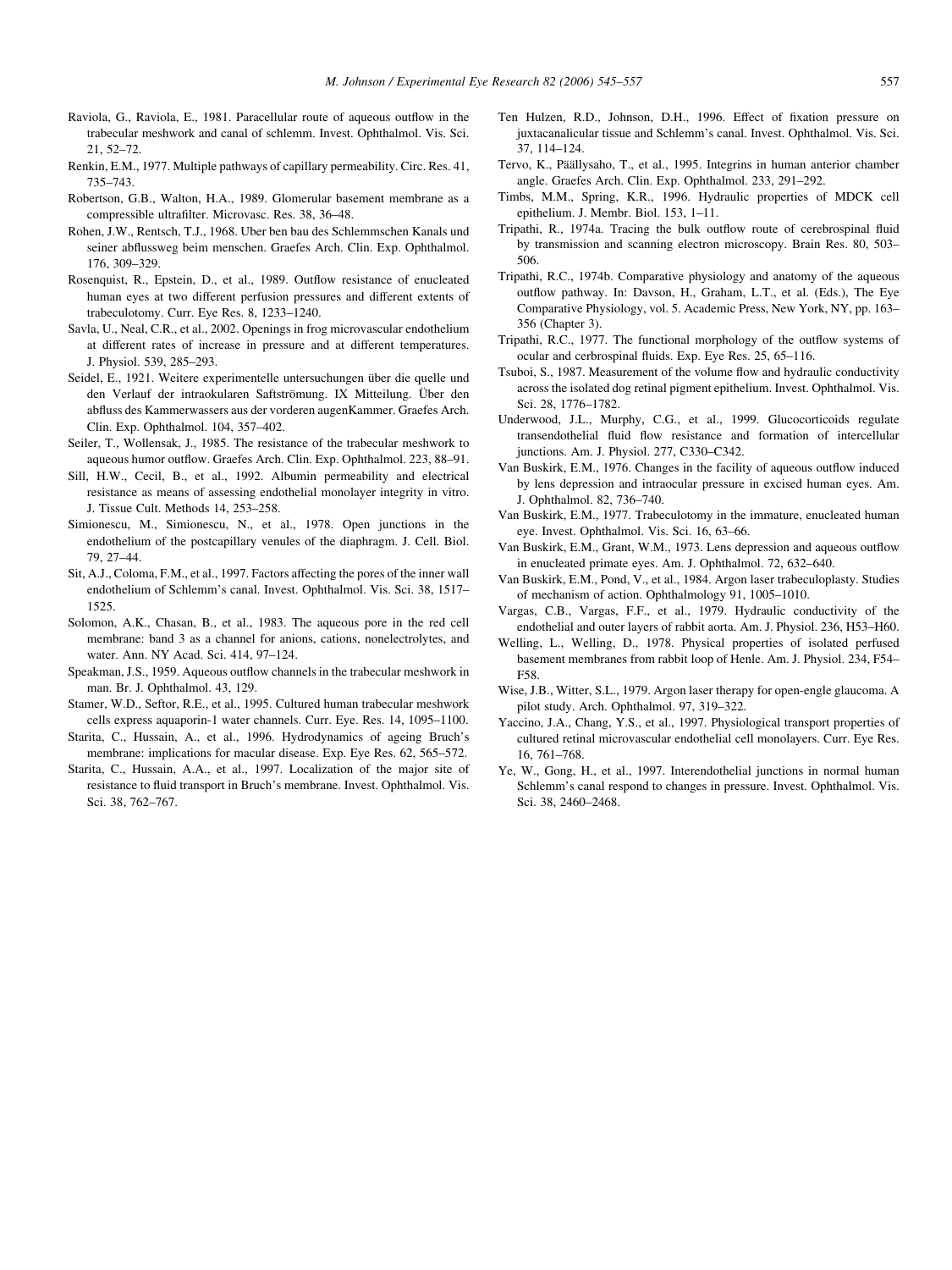Raviola, G., Raviola, E., 1981. Paracellular route of aqueous outflow in the trabecular meshwork and canal of schlemm. Invest. Ophthalmol. Vis. Sci. 21, 52–72.

Renkin, E.M., 1977. Multiple pathways of capillary permeability. Circ. Res. 41, 735–743.

Robertson, G.B., Walton, H.A., 1989. Glomerular basement membrane as a compressible ultrafilter. Microvasc. Res. 38, 36–48.

Rohen, J.W., Rentsch, T.J., 1968. Uber ben bau des Schlemmschen Kanals und seiner abflussweg beim menschen. Graefes Arch. Clin. Exp. Ophthalmol. 176, 309–329.

Rosenquist, R., Epstein, D., et al., 1989. Outflow resistance of enucleated human eyes at two different perfusion pressures and different extents of trabeculotomy. Curr. Eye Res. 8, 1233–1240.

Savla, U., Neal, C.R., et al., 2002. Openings in frog microvascular endothelium at different rates of increase in pressure and at different temperatures. J. Physiol. 539, 285–293.

Seidel, E., 1921. Weitere experimentelle untersuchungen über die quelle und den Verlauf der intraokularen Saftströmung. IX Mitteilung. Über den abfluss des Kammerwassers aus der vorderen augenKammer. Graefes Arch. Clin. Exp. Ophthalmol. 104, 357–402.

Seiler, T., Wollensak, J., 1985. The resistance of the trabecular meshwork to aqueous humor outflow. Graefes Arch. Clin. Exp. Ophthalmol. 223, 88–91.

Sill, H.W., Cecil, B., et al., 1992. Albumin permeability and electrical resistance as means of assessing endothelial monolayer integrity in vitro. J. Tissue Cult. Methods 14, 253–258.

Simionescu, M., Simionescu, N., et al., 1978. Open junctions in the endothelium of the postcapillary venules of the diaphragm. J. Cell. Biol. 79, 27–44.

Sit, A.J., Coloma, F.M., et al., 1997. Factors affecting the pores of the inner wall endothelium of Schlemm's canal. Invest. Ophthalmol. Vis. Sci. 38, 1517–1525.

Solomon, A.K., Chasan, B., et al., 1983. The aqueous pore in the red cell membrane: band 3 as a channel for anions, cations, nonelectrolytes, and water. Ann. NY Acad. Sci. 414, 97–124.

Speakman, J.S., 1959. Aqueous outflow channels in the trabecular meshwork in man. Br. J. Ophthalmol. 43, 129.

Stamer, W.D., Seftor, R.E., et al., 1995. Cultured human trabecular meshwork cells express aquaporin-1 water channels. Curr. Eye. Res. 14, 1095–1100.

Starita, C., Hussain, A., et al., 1996. Hydrodynamics of ageing Bruch's membrane: implications for macular disease. Exp. Eye Res. 62, 565–572.

Starita, C., Hussain, A.A., et al., 1997. Localization of the major site of resistance to fluid transport in Bruch's membrane. Invest. Ophthalmol. Vis. Sci. 38, 762–767.

Ten Hulzen, R.D., Johnson, D.H., 1996. Effect of fixation pressure on juxtacanalicular tissue and Schlemm's canal. Invest. Ophthalmol. Vis. Sci. 37, 114–124.

Tervo, K., Päällysaho, T., et al., 1995. Integrins in human anterior chamber angle. Graefes Arch. Clin. Exp. Ophthalmol. 233, 291–292.

Timbs, M.M., Spring, K.R., 1996. Hydraulic properties of MDCK cell epithelium. J. Membr. Biol. 153, 1–11.

Tripathi, R., 1974a. Tracing the bulk outflow route of cerebrospinal fluid by transmission and scanning electron microscopy. Brain Res. 80, 503–506.

Tripathi, R.C., 1974b. Comparative physiology and anatomy of the aqueous outflow pathway. In: Davson, H., Graham, L.T., et al. (Eds.), The Eye Comparative Physiology, vol. 5. Academic Press, New York, NY, pp. 163–356 (Chapter 3).

Tripathi, R.C., 1977. The functional morphology of the outflow systems of ocular and cerbrospinal fluids. Exp. Eye Res. 25, 65–116.

Tsuboi, S., 1987. Measurement of the volume flow and hydraulic conductivity across the isolated dog retinal pigment epithelium. Invest. Ophthalmol. Vis. Sci. 28, 1776–1782.

Underwood, J.L., Murphy, C.G., et al., 1999. Glucocorticoids regulate transendothelial fluid flow resistance and formation of intercellular junctions. Am. J. Physiol. 277, C330–C342.

Van Buskirk, E.M., 1976. Changes in the facility of aqueous outflow induced by lens depression and intraocular pressure in excised human eyes. Am. J. Ophthalmol. 82, 736–740.

Van Buskirk, E.M., 1977. Trabeculotomy in the immature, enucleated human eye. Invest. Ophthalmol. Vis. Sci. 16, 63–66.

Van Buskirk, E.M., Grant, W.M., 1973. Lens depression and aqueous outflow in enucleated primate eyes. Am. J. Ophthalmol. 72, 632–640.

Van Buskirk, E.M., Pond, V., et al., 1984. Argon laser trabeculoplasty. Studies of mechanism of action. Ophthalmology 91, 1005–1010.

Vargas, C.B., Vargas, F.F., et al., 1979. Hydraulic conductivity of the endothelial and outer layers of rabbit aorta. Am. J. Physiol. 236, H53–H60.

Welling, L., Welling, D., 1978. Physical properties of isolated perfused basement membranes from rabbit loop of Henle. Am. J. Physiol. 234, F54–F58.

Wise, J.B., Witter, S.L., 1979. Argon laser therapy for open-engle glaucoma. A pilot study. Arch. Ophthalmol. 97, 319–322.

Yaccino, J.A., Chang, Y.S., et al., 1997. Physiological transport properties of cultured retinal microvascular endothelial cell monolayers. Curr. Eye Res. 16, 761–768.

Ye, W., Gong, H., et al., 1997. Interendothelial junctions in normal human Schlemm's canal respond to changes in pressure. Invest. Ophthalmol. Vis. Sci. 38, 2460–2468.